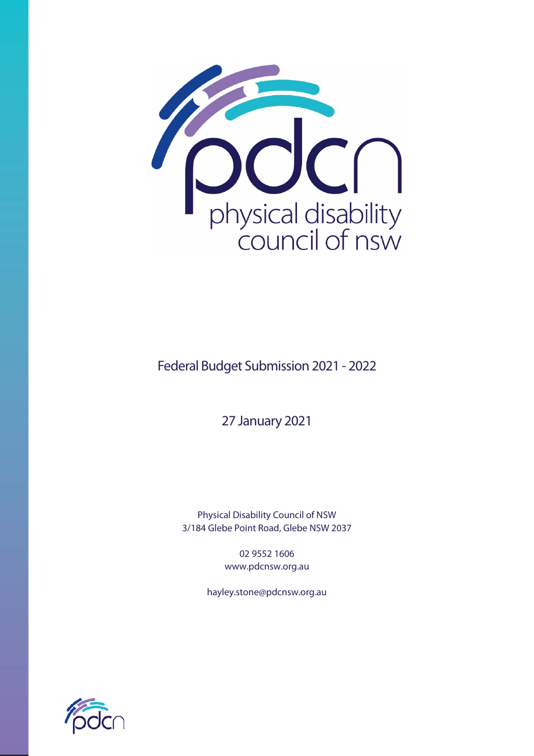physical disability council of nsw

# Federal Budget Submission 2021 - 2022

27 January 2021

Physical Disability Council of NSW
3/184 Glebe Point Road, Glebe NSW 2037

02 9552 1606
www.pdcnsw.org.au

hayley.stone@pdcnsw.org.au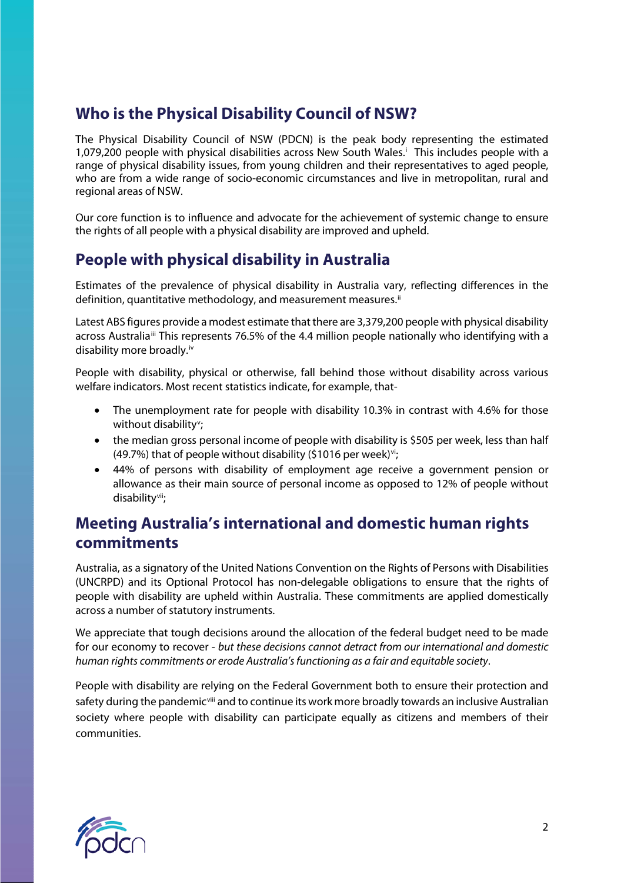## Who is the Physical Disability Council of NSW?

The Physical Disability Council of NSW (PDCN) is the peak body representing the estimated 1,079,200 people with physical disabilities across New South Wales.[i] This includes people with a range of physical disability issues, from young children and their representatives to aged people, who are from a wide range of socio-economic circumstances and live in metropolitan, rural and regional areas of NSW.

Our core function is to influence and advocate for the achievement of systemic change to ensure the rights of all people with a physical disability are improved and upheld.

## People with physical disability in Australia

Estimates of the prevalence of physical disability in Australia vary, reflecting differences in the definition, quantitative methodology, and measurement measures.[ii]

Latest ABS figures provide a modest estimate that there are 3,379,200 people with physical disability across Australia[iii] This represents 76.5% of the 4.4 million people nationally who identifying with a disability more broadly.[iv]

People with disability, physical or otherwise, fall behind those without disability across various welfare indicators. Most recent statistics indicate, for example, that-

- The unemployment rate for people with disability 10.3% in contrast with 4.6% for those without disability[v];
- the median gross personal income of people with disability is $505 per week, less than half (49.7%) that of people without disability ($1016 per week)[vi];
- 44% of persons with disability of employment age receive a government pension or allowance as their main source of personal income as opposed to 12% of people without disability[vii];

## Meeting Australia's international and domestic human rights commitments

Australia, as a signatory of the United Nations Convention on the Rights of Persons with Disabilities (UNCRPD) and its Optional Protocol has non-delegable obligations to ensure that the rights of people with disability are upheld within Australia. These commitments are applied domestically across a number of statutory instruments.

We appreciate that tough decisions around the allocation of the federal budget need to be made for our economy to recover - *but these decisions cannot detract from our international and domestic human rights commitments or erode Australia's functioning as a fair and equitable society*.

People with disability are relying on the Federal Government both to ensure their protection and safety during the pandemic[viii] and to continue its work more broadly towards an inclusive Australian society where people with disability can participate equally as citizens and members of their communities.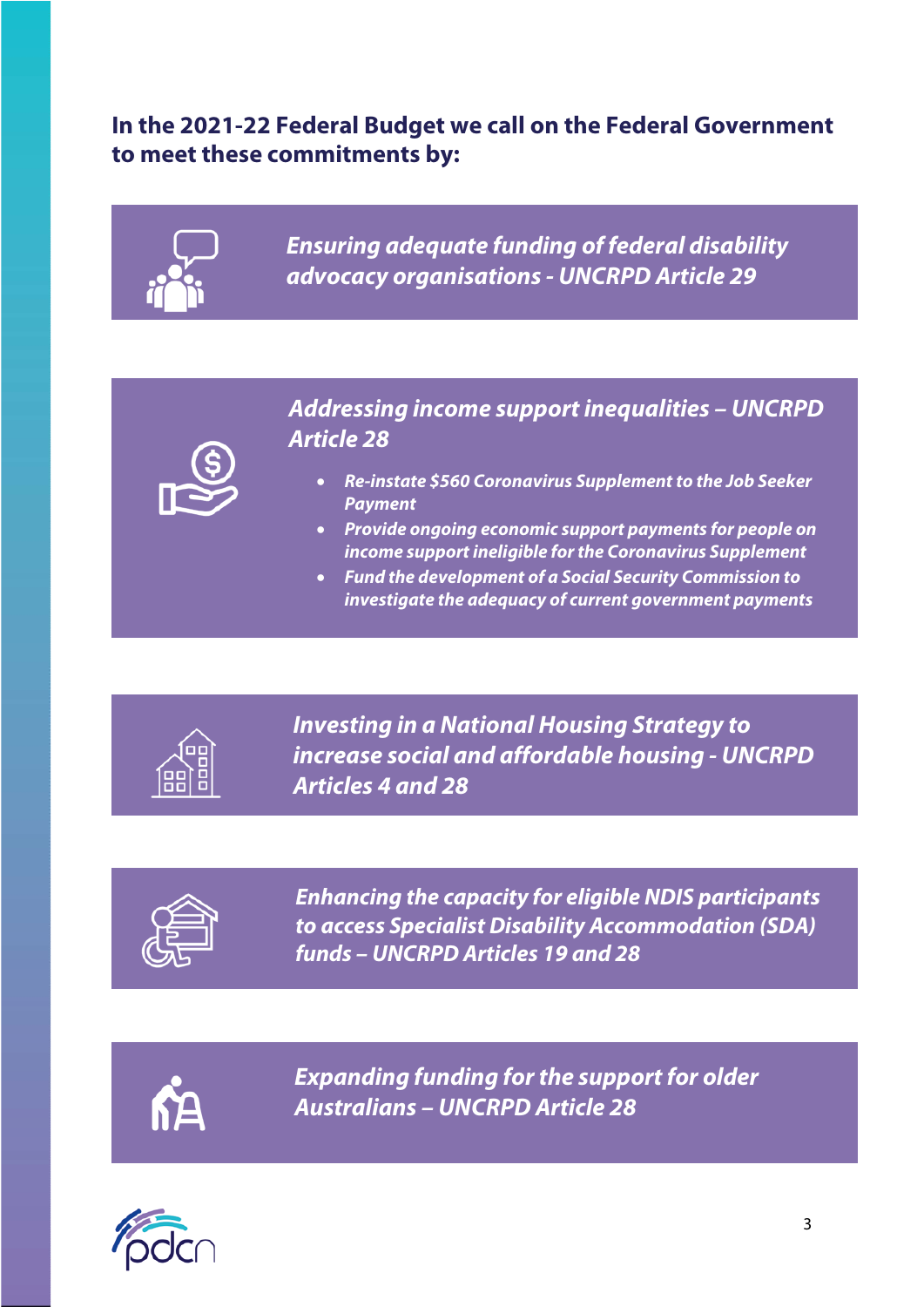**In the 2021-22 Federal Budget we call on the Federal Government to meet these commitments by:**

***Ensuring adequate funding of federal disability advocacy organisations - UNCRPD Article 29***

***Addressing income support inequalities – UNCRPD Article 28***

- ***Re-instate $560 Coronavirus Supplement to the Job Seeker Payment***
- ***Provide ongoing economic support payments for people on income support ineligible for the Coronavirus Supplement***
- ***Fund the development of a Social Security Commission to investigate the adequacy of current government payments***

***Investing in a National Housing Strategy to increase social and affordable housing - UNCRPD Articles 4 and 28***

***Enhancing the capacity for eligible NDIS participants to access Specialist Disability Accommodation (SDA) funds – UNCRPD Articles 19 and 28***

***Expanding funding for the support for older Australians – UNCRPD Article 28***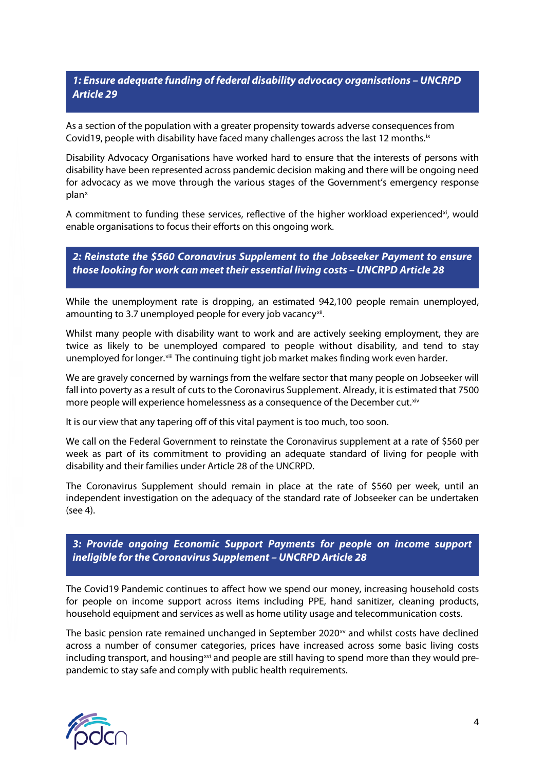### *1: Ensure adequate funding of federal disability advocacy organisations – UNCRPD Article 29*

As a section of the population with a greater propensity towards adverse consequences from Covid19, people with disability have faced many challenges across the last 12 months.[ix]

Disability Advocacy Organisations have worked hard to ensure that the interests of persons with disability have been represented across pandemic decision making and there will be ongoing need for advocacy as we move through the various stages of the Government's emergency response plan[x]

A commitment to funding these services, reflective of the higher workload experienced[xi], would enable organisations to focus their efforts on this ongoing work.

### *2: Reinstate the $560 Coronavirus Supplement to the Jobseeker Payment to ensure those looking for work can meet their essential living costs – UNCRPD Article 28*

While the unemployment rate is dropping, an estimated 942,100 people remain unemployed, amounting to 3.7 unemployed people for every job vacancy[xii].

Whilst many people with disability want to work and are actively seeking employment, they are twice as likely to be unemployed compared to people without disability, and tend to stay unemployed for longer.[xiii] The continuing tight job market makes finding work even harder.

We are gravely concerned by warnings from the welfare sector that many people on Jobseeker will fall into poverty as a result of cuts to the Coronavirus Supplement. Already, it is estimated that 7500 more people will experience homelessness as a consequence of the December cut.[xiv]

It is our view that any tapering off of this vital payment is too much, too soon.

We call on the Federal Government to reinstate the Coronavirus supplement at a rate of $560 per week as part of its commitment to providing an adequate standard of living for people with disability and their families under Article 28 of the UNCRPD.

The Coronavirus Supplement should remain in place at the rate of $560 per week, until an independent investigation on the adequacy of the standard rate of Jobseeker can be undertaken (see 4).

### *3: Provide ongoing Economic Support Payments for people on income support ineligible for the Coronavirus Supplement – UNCRPD Article 28*

The Covid19 Pandemic continues to affect how we spend our money, increasing household costs for people on income support across items including PPE, hand sanitizer, cleaning products, household equipment and services as well as home utility usage and telecommunication costs.

The basic pension rate remained unchanged in September 2020[xv] and whilst costs have declined across a number of consumer categories, prices have increased across some basic living costs including transport, and housing[xvi] and people are still having to spend more than they would pre-pandemic to stay safe and comply with public health requirements.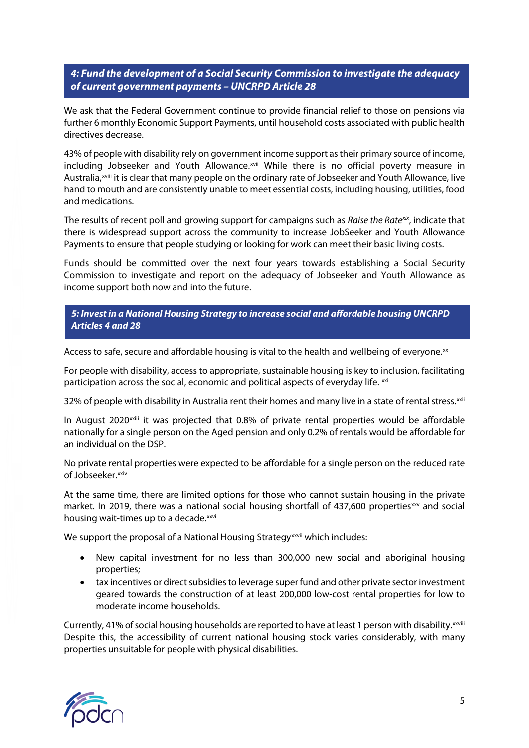### *4: Fund the development of a Social Security Commission to investigate the adequacy of current government payments – UNCRPD Article 28*

We ask that the Federal Government continue to provide financial relief to those on pensions via further 6 monthly Economic Support Payments, until household costs associated with public health directives decrease.

43% of people with disability rely on government income support as their primary source of income, including Jobseeker and Youth Allowance.[xvii] While there is no official poverty measure in Australia,[xviii] it is clear that many people on the ordinary rate of Jobseeker and Youth Allowance, live hand to mouth and are consistently unable to meet essential costs, including housing, utilities, food and medications.

The results of recent poll and growing support for campaigns such as *Raise the Rate*[xix], indicate that there is widespread support across the community to increase JobSeeker and Youth Allowance Payments to ensure that people studying or looking for work can meet their basic living costs.

Funds should be committed over the next four years towards establishing a Social Security Commission to investigate and report on the adequacy of Jobseeker and Youth Allowance as income support both now and into the future.

### *5: Invest in a National Housing Strategy to increase social and affordable housing UNCRPD Articles 4 and 28*

Access to safe, secure and affordable housing is vital to the health and wellbeing of everyone.[xx]

For people with disability, access to appropriate, sustainable housing is key to inclusion, facilitating participation across the social, economic and political aspects of everyday life. [xxi]

32% of people with disability in Australia rent their homes and many live in a state of rental stress.[xxii]

In August 2020[xxiii] it was projected that 0.8% of private rental properties would be affordable nationally for a single person on the Aged pension and only 0.2% of rentals would be affordable for an individual on the DSP.

No private rental properties were expected to be affordable for a single person on the reduced rate of Jobseeker.[xxiv]

At the same time, there are limited options for those who cannot sustain housing in the private market. In 2019, there was a national social housing shortfall of 437,600 properties[xxv] and social housing wait-times up to a decade.[xxvi]

We support the proposal of a National Housing Strategy[xxvii] which includes:

- New capital investment for no less than 300,000 new social and aboriginal housing properties;
- tax incentives or direct subsidies to leverage super fund and other private sector investment geared towards the construction of at least 200,000 low-cost rental properties for low to moderate income households.

Currently, 41% of social housing households are reported to have at least 1 person with disability.[xxviii] Despite this, the accessibility of current national housing stock varies considerably, with many properties unsuitable for people with physical disabilities.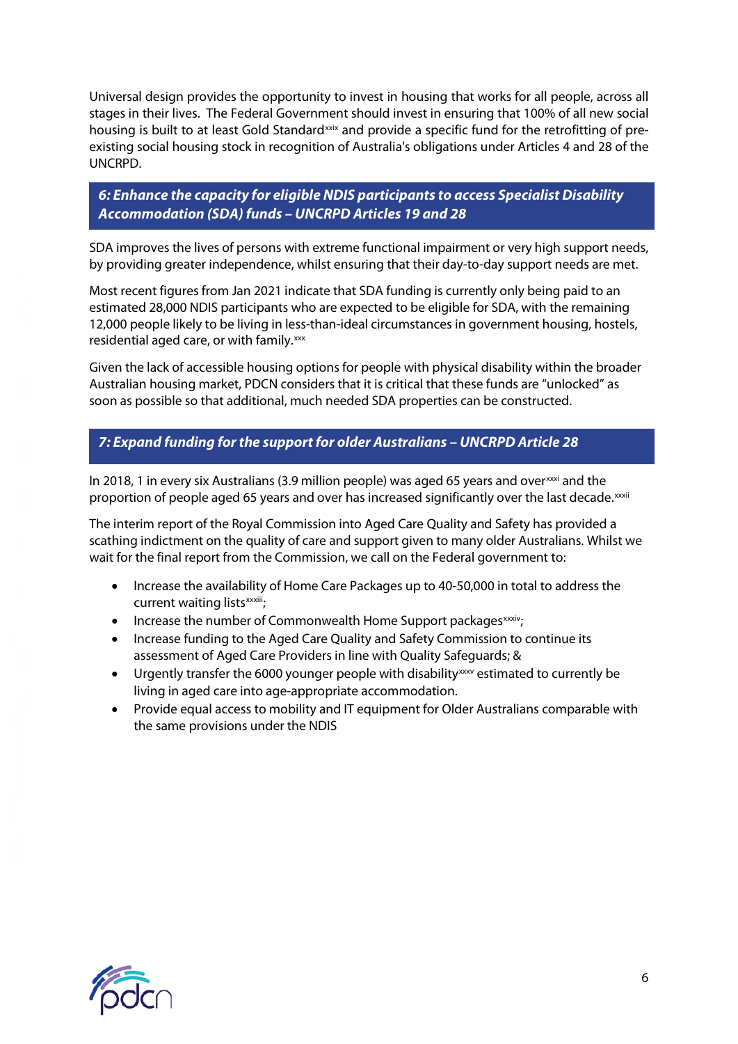Universal design provides the opportunity to invest in housing that works for all people, across all stages in their lives. The Federal Government should invest in ensuring that 100% of all new social housing is built to at least Gold Standard[xxix] and provide a specific fund for the retrofitting of pre-existing social housing stock in recognition of Australia's obligations under Articles 4 and 28 of the UNCRPD.

## *6: Enhance the capacity for eligible NDIS participants to access Specialist Disability Accommodation (SDA) funds – UNCRPD Articles 19 and 28*

SDA improves the lives of persons with extreme functional impairment or very high support needs, by providing greater independence, whilst ensuring that their day-to-day support needs are met.

Most recent figures from Jan 2021 indicate that SDA funding is currently only being paid to an estimated 28,000 NDIS participants who are expected to be eligible for SDA, with the remaining 12,000 people likely to be living in less-than-ideal circumstances in government housing, hostels, residential aged care, or with family.[xxx]

Given the lack of accessible housing options for people with physical disability within the broader Australian housing market, PDCN considers that it is critical that these funds are "unlocked" as soon as possible so that additional, much needed SDA properties can be constructed.

## *7: Expand funding for the support for older Australians – UNCRPD Article 28*

In 2018, 1 in every six Australians (3.9 million people) was aged 65 years and over[xxxi] and the proportion of people aged 65 years and over has increased significantly over the last decade.[xxxii]

The interim report of the Royal Commission into Aged Care Quality and Safety has provided a scathing indictment on the quality of care and support given to many older Australians. Whilst we wait for the final report from the Commission, we call on the Federal government to:

- Increase the availability of Home Care Packages up to 40-50,000 in total to address the current waiting lists[xxxiii];
- Increase the number of Commonwealth Home Support packages[xxxiv];
- Increase funding to the Aged Care Quality and Safety Commission to continue its assessment of Aged Care Providers in line with Quality Safeguards; &
- Urgently transfer the 6000 younger people with disability[xxxv] estimated to currently be living in aged care into age-appropriate accommodation.
- Provide equal access to mobility and IT equipment for Older Australians comparable with the same provisions under the NDIS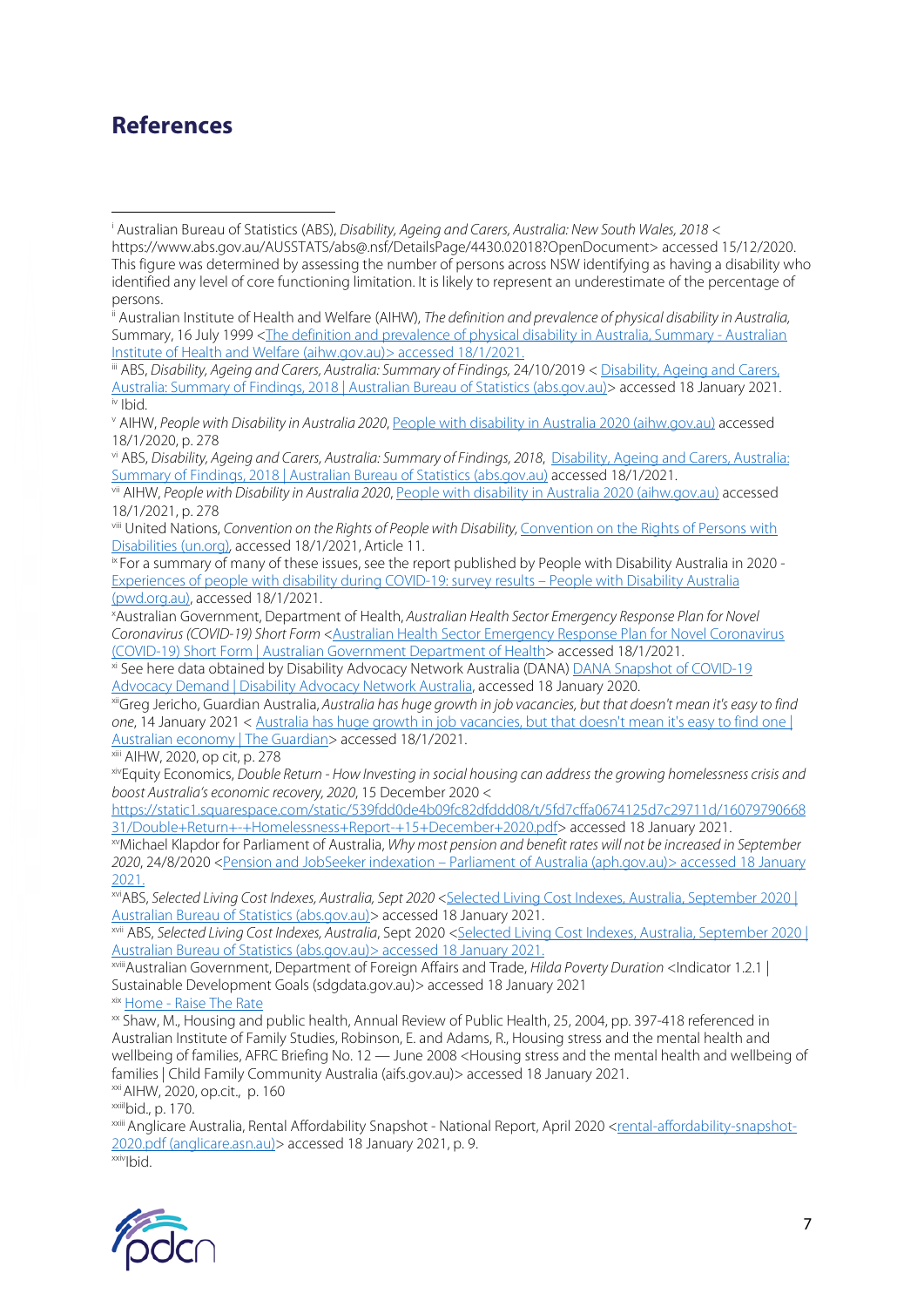## References

[i] Australian Bureau of Statistics (ABS), *Disability, Ageing and Carers, Australia: New South Wales, 2018* < https://www.abs.gov.au/AUSSTATS/abs@.nsf/DetailsPage/4430.02018?OpenDocument> accessed 15/12/2020. This figure was determined by assessing the number of persons across NSW identifying as having a disability who identified any level of core functioning limitation. It is likely to represent an underestimate of the percentage of persons.

[ii] Australian Institute of Health and Welfare (AIHW), *The definition and prevalence of physical disability in Australia,* Summary, 16 July 1999 <The definition and prevalence of physical disability in Australia, Summary - Australian Institute of Health and Welfare (aihw.gov.au)> accessed 18/1/2021.

[iii] ABS, *Disability, Ageing and Carers, Australia: Summary of Findings,* 24/10/2019 < Disability, Ageing and Carers, Australia: Summary of Findings, 2018 | Australian Bureau of Statistics (abs.gov.au)> accessed 18 January 2021.

[iv] Ibid.

[v] AIHW, *People with Disability in Australia 2020*, People with disability in Australia 2020 (aihw.gov.au) accessed 18/1/2020, p. 278

[vi] ABS, *Disability, Ageing and Carers, Australia: Summary of Findings, 2018*, Disability, Ageing and Carers, Australia: Summary of Findings, 2018 | Australian Bureau of Statistics (abs.gov.au) accessed 18/1/2021.

[vii] AIHW, *People with Disability in Australia 2020*, People with disability in Australia 2020 (aihw.gov.au) accessed 18/1/2021, p. 278

[viii] United Nations, *Convention on the Rights of People with Disability,* Convention on the Rights of Persons with Disabilities (un.org), accessed 18/1/2021, Article 11.

[ix] For a summary of many of these issues, see the report published by People with Disability Australia in 2020 - Experiences of people with disability during COVID-19: survey results – People with Disability Australia (pwd.org.au), accessed 18/1/2021.

[x] Australian Government, Department of Health, *Australian Health Sector Emergency Response Plan for Novel Coronavirus (COVID-19) Short Form* <Australian Health Sector Emergency Response Plan for Novel Coronavirus (COVID-19) Short Form | Australian Government Department of Health> accessed 18/1/2021.

[xi] See here data obtained by Disability Advocacy Network Australia (DANA) DANA Snapshot of COVID-19 Advocacy Demand | Disability Advocacy Network Australia, accessed 18 January 2020.

[xii] Greg Jericho, Guardian Australia, *Australia has huge growth in job vacancies, but that doesn't mean it's easy to find one*, 14 January 2021 < Australia has huge growth in job vacancies, but that doesn't mean it's easy to find one | Australian economy | The Guardian> accessed 18/1/2021.

[xiii] AIHW, 2020, op cit, p. 278

[xiv] Equity Economics, *Double Return - How Investing in social housing can address the growing homelessness crisis and boost Australia's economic recovery, 2020*, 15 December 2020 < https://static1.squarespace.com/static/539fdd0de4b09fc82dfddd08/t/5fd7cffa0674125d7c29711d/1607979066831/Double+Return+-+Homelessness+Report-+15+December+2020.pdf> accessed 18 January 2021.

[xv] Michael Klapdor for Parliament of Australia, *Why most pension and benefit rates will not be increased in September 2020*, 24/8/2020 <Pension and JobSeeker indexation – Parliament of Australia (aph.gov.au)> accessed 18 January 2021.

[xvi] ABS, *Selected Living Cost Indexes, Australia, Sept 2020* <Selected Living Cost Indexes, Australia, September 2020 | Australian Bureau of Statistics (abs.gov.au)> accessed 18 January 2021.

[xvii] ABS, *Selected Living Cost Indexes, Australia*, Sept 2020 <Selected Living Cost Indexes, Australia, September 2020 | Australian Bureau of Statistics (abs.gov.au)> accessed 18 January 2021.

[xviii] Australian Government, Department of Foreign Affairs and Trade, *Hilda Poverty Duration* <Indicator 1.2.1 | Sustainable Development Goals (sdgdata.gov.au)> accessed 18 January 2021

[xix] Home - Raise The Rate

[xx] Shaw, M., Housing and public health, Annual Review of Public Health, 25, 2004, pp. 397-418 referenced in Australian Institute of Family Studies, Robinson, E. and Adams, R., Housing stress and the mental health and wellbeing of families, AFRC Briefing No. 12 — June 2008 <Housing stress and the mental health and wellbeing of families | Child Family Community Australia (aifs.gov.au)> accessed 18 January 2021.

[xxi] AIHW, 2020, op.cit., p. 160

[xxii] Ibid., p. 170.

[xxiii] Anglicare Australia, Rental Affordability Snapshot - National Report, April 2020 <rental-affordability-snapshot-2020.pdf (anglicare.asn.au)> accessed 18 January 2021, p. 9.

[xxiv] Ibid.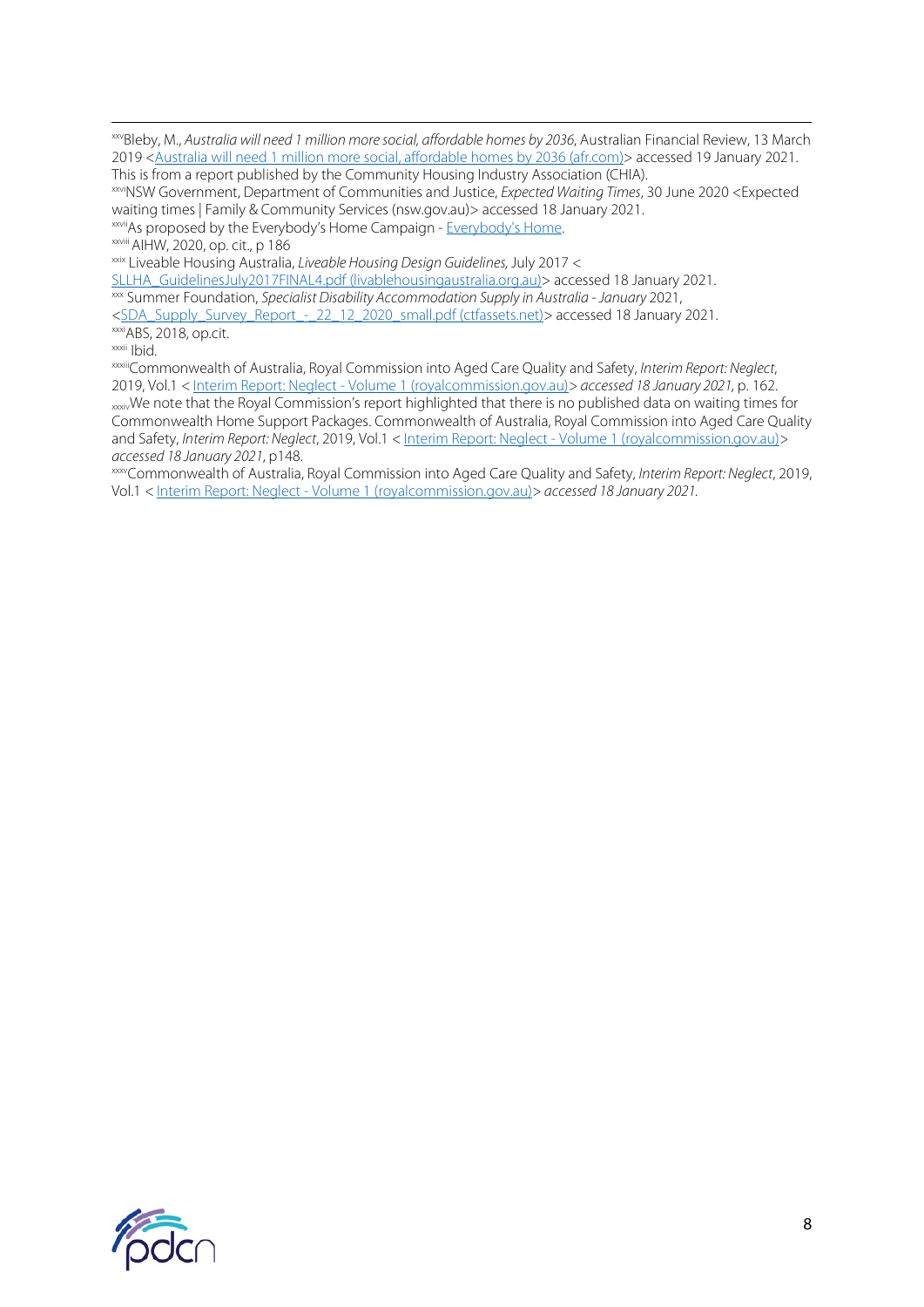[xxv] Bleby, M., *Australia will need 1 million more social, affordable homes by 2036*, Australian Financial Review, 13 March 2019 <Australia will need 1 million more social, affordable homes by 2036 (afr.com)> accessed 19 January 2021. This is from a report published by the Community Housing Industry Association (CHIA).

[xxvi] NSW Government, Department of Communities and Justice, *Expected Waiting Times*, 30 June 2020 <Expected waiting times | Family & Community Services (nsw.gov.au)> accessed 18 January 2021.

[xxvii] As proposed by the Everybody's Home Campaign - Everybody's Home.

[xxviii] AIHW, 2020, op. cit., p 186

[xxix] Liveable Housing Australia, *Liveable Housing Design Guidelines*, July 2017 < SLLHA_GuidelinesJuly2017FINAL4.pdf (livablehousingaustralia.org.au)> accessed 18 January 2021.

[xxx] Summer Foundation, *Specialist Disability Accommodation Supply in Australia - January* 2021, <SDA_Supply_Survey_Report_-_22_12_2020_small.pdf (ctfassets.net)> accessed 18 January 2021.

[xxxi] ABS, 2018, op.cit.

[xxxii] Ibid.

[xxxiii] Commonwealth of Australia, Royal Commission into Aged Care Quality and Safety, *Interim Report: Neglect*, 2019, Vol.1 < Interim Report: Neglect - Volume 1 (royalcommission.gov.au)> *accessed 18 January 2021*, p. 162.

[xxxiv] We note that the Royal Commission's report highlighted that there is no published data on waiting times for Commonwealth Home Support Packages. Commonwealth of Australia, Royal Commission into Aged Care Quality and Safety, *Interim Report: Neglect*, 2019, Vol.1 < Interim Report: Neglect - Volume 1 (royalcommission.gov.au)> *accessed 18 January 2021*, p148.

[xxxv] Commonwealth of Australia, Royal Commission into Aged Care Quality and Safety, *Interim Report: Neglect*, 2019, Vol.1 < Interim Report: Neglect - Volume 1 (royalcommission.gov.au)> *accessed 18 January 2021.*